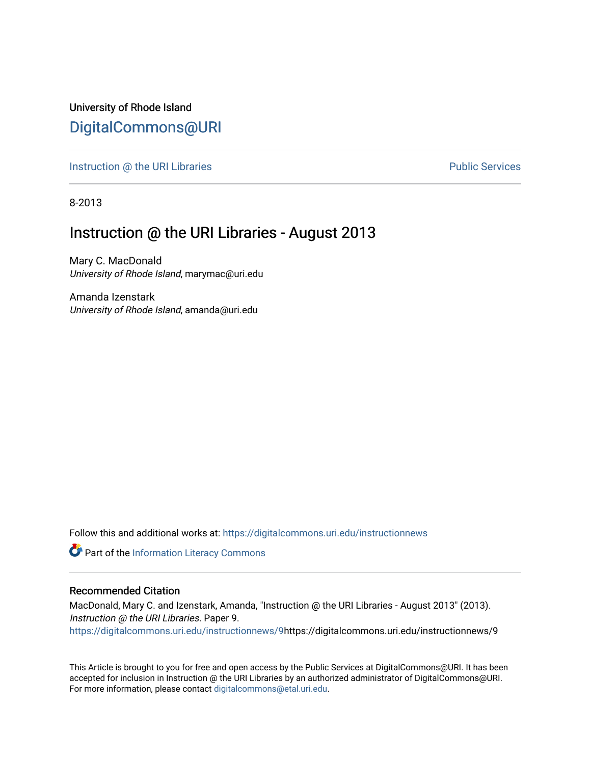University of Rhode Island

[DigitalCommons@URI](https://digitalcommons.uri.edu/)

[Instruction @ the URI Libraries](https://digitalcommons.uri.edu/instructionnews) [Public Services](https://digitalcommons.uri.edu/ps)

8-2013

# Instruction @ the URI Libraries - August 2013

Mary C. MacDonald
*University of Rhode Island*, marymac@uri.edu

Amanda Izenstark
*University of Rhode Island*, amanda@uri.edu

Follow this and additional works at: https://digitalcommons.uri.edu/instructionnews

Part of the Information Literacy Commons

## Recommended Citation

MacDonald, Mary C. and Izenstark, Amanda, "Instruction @ the URI Libraries - August 2013" (2013). *Instruction @ the URI Libraries.* Paper 9.
https://digitalcommons.uri.edu/instructionnews/9https://digitalcommons.uri.edu/instructionnews/9

This Article is brought to you for free and open access by the Public Services at DigitalCommons@URI. It has been accepted for inclusion in Instruction @ the URI Libraries by an authorized administrator of DigitalCommons@URI. For more information, please contact digitalcommons@etal.uri.edu.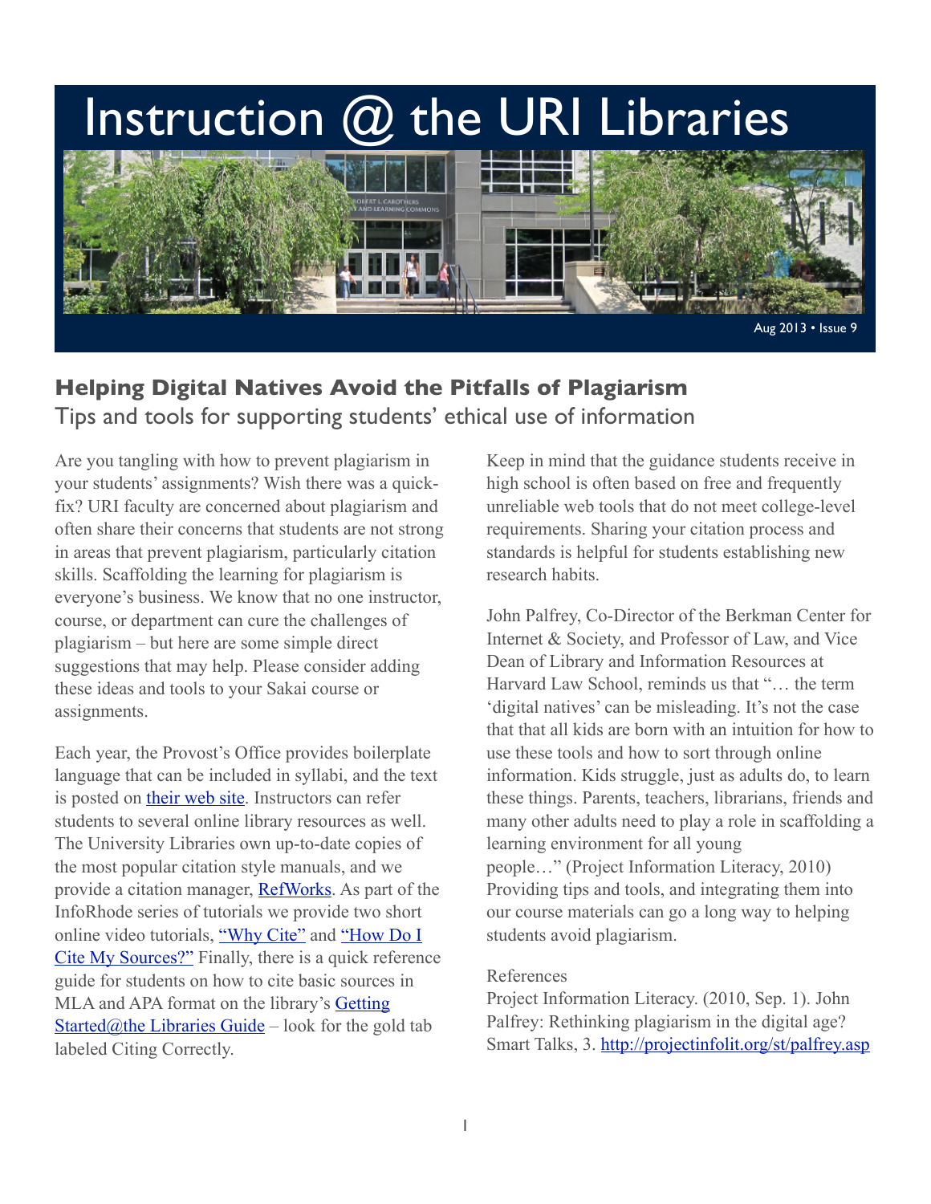# Instruction @ the URI Libraries

Aug 2013 • Issue 9

## Helping Digital Natives Avoid the Pitfalls of Plagiarism

### Tips and tools for supporting students' ethical use of information

Are you tangling with how to prevent plagiarism in your students' assignments? Wish there was a quick-fix? URI faculty are concerned about plagiarism and often share their concerns that students are not strong in areas that prevent plagiarism, particularly citation skills. Scaffolding the learning for plagiarism is everyone's business. We know that no one instructor, course, or department can cure the challenges of plagiarism – but here are some simple direct suggestions that may help. Please consider adding these ideas and tools to your Sakai course or assignments.

Each year, the Provost's Office provides boilerplate language that can be included in syllabi, and the text is posted on their web site. Instructors can refer students to several online library resources as well. The University Libraries own up-to-date copies of the most popular citation style manuals, and we provide a citation manager, RefWorks. As part of the InfoRhode series of tutorials we provide two short online video tutorials, "Why Cite" and "How Do I Cite My Sources?" Finally, there is a quick reference guide for students on how to cite basic sources in MLA and APA format on the library's Getting Started@the Libraries Guide – look for the gold tab labeled Citing Correctly.

Keep in mind that the guidance students receive in high school is often based on free and frequently unreliable web tools that do not meet college-level requirements. Sharing your citation process and standards is helpful for students establishing new research habits.

John Palfrey, Co-Director of the Berkman Center for Internet & Society, and Professor of Law, and Vice Dean of Library and Information Resources at Harvard Law School, reminds us that "… the term 'digital natives' can be misleading. It's not the case that that all kids are born with an intuition for how to use these tools and how to sort through online information. Kids struggle, just as adults do, to learn these things. Parents, teachers, librarians, friends and many other adults need to play a role in scaffolding a learning environment for all young people…" (Project Information Literacy, 2010) Providing tips and tools, and integrating them into our course materials can go a long way to helping students avoid plagiarism.

References

Project Information Literacy. (2010, Sep. 1). John Palfrey: Rethinking plagiarism in the digital age? Smart Talks, 3. http://projectinfolit.org/st/palfrey.asp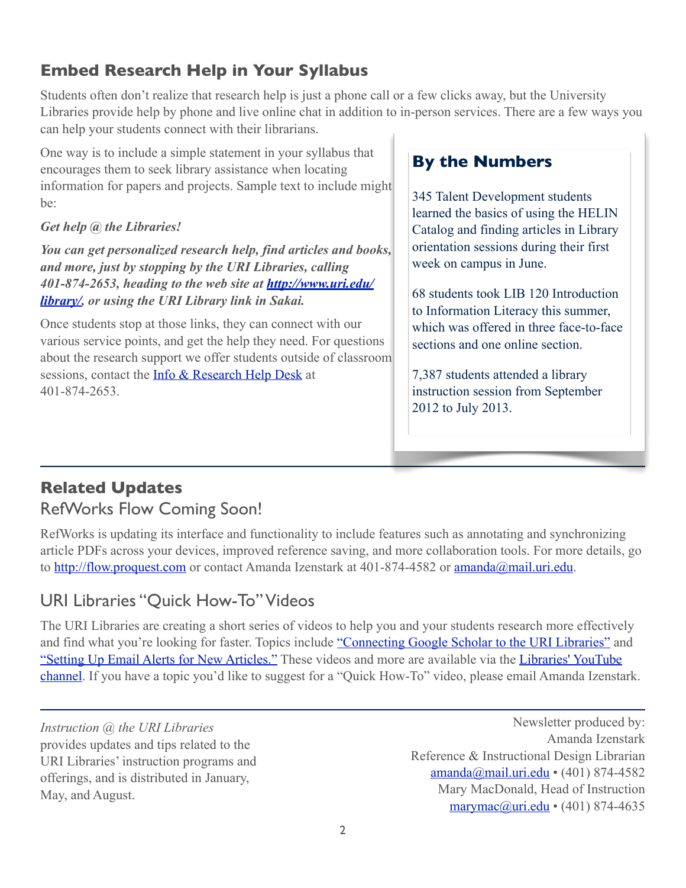## Embed Research Help in Your Syllabus

Students often don't realize that research help is just a phone call or a few clicks away, but the University Libraries provide help by phone and live online chat in addition to in-person services. There are a few ways you can help your students connect with their librarians.

One way is to include a simple statement in your syllabus that encourages them to seek library assistance when locating information for papers and projects. Sample text to include might be:

***Get help @ the Libraries!***

***You can get personalized research help, find articles and books, and more, just by stopping by the URI Libraries, calling 401-874-2653, heading to the web site at [http://www.uri.edu/library/](http://www.uri.edu/library/), or using the URI Library link in Sakai.***

Once students stop at those links, they can connect with our various service points, and get the help they need. For questions about the research support we offer students outside of classroom sessions, contact the Info & Research Help Desk at 401-874-2653.

## By the Numbers

345 Talent Development students learned the basics of using the HELIN Catalog and finding articles in Library orientation sessions during their first week on campus in June.

68 students took LIB 120 Introduction to Information Literacy this summer, which was offered in three face-to-face sections and one online section.

7,387 students attended a library instruction session from September 2012 to July 2013.

## Related Updates

### RefWorks Flow Coming Soon!

RefWorks is updating its interface and functionality to include features such as annotating and synchronizing article PDFs across your devices, improved reference saving, and more collaboration tools. For more details, go to http://flow.proquest.com or contact Amanda Izenstark at 401-874-4582 or amanda@mail.uri.edu.

### URI Libraries "Quick How-To" Videos

The URI Libraries are creating a short series of videos to help you and your students research more effectively and find what you're looking for faster. Topics include "Connecting Google Scholar to the URI Libraries" and "Setting Up Email Alerts for New Articles." These videos and more are available via the Libraries' YouTube channel. If you have a topic you'd like to suggest for a "Quick How-To" video, please email Amanda Izenstark.

*Instruction @ the URI Libraries* provides updates and tips related to the URI Libraries' instruction programs and offerings, and is distributed in January, May, and August.

Newsletter produced by:
Amanda Izenstark
Reference & Instructional Design Librarian
amanda@mail.uri.edu • (401) 874-4582
Mary MacDonald, Head of Instruction
marymac@uri.edu • (401) 874-4635